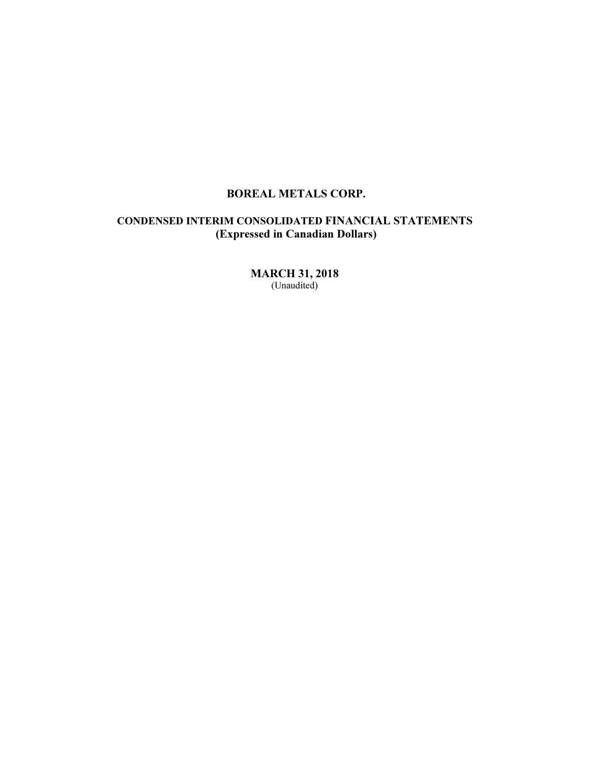# BOREAL METALS CORP.

## CONDENSED INTERIM CONSOLIDATED FINANCIAL STATEMENTS
## (Expressed in Canadian Dollars)

**MARCH 31, 2018**
(Unaudited)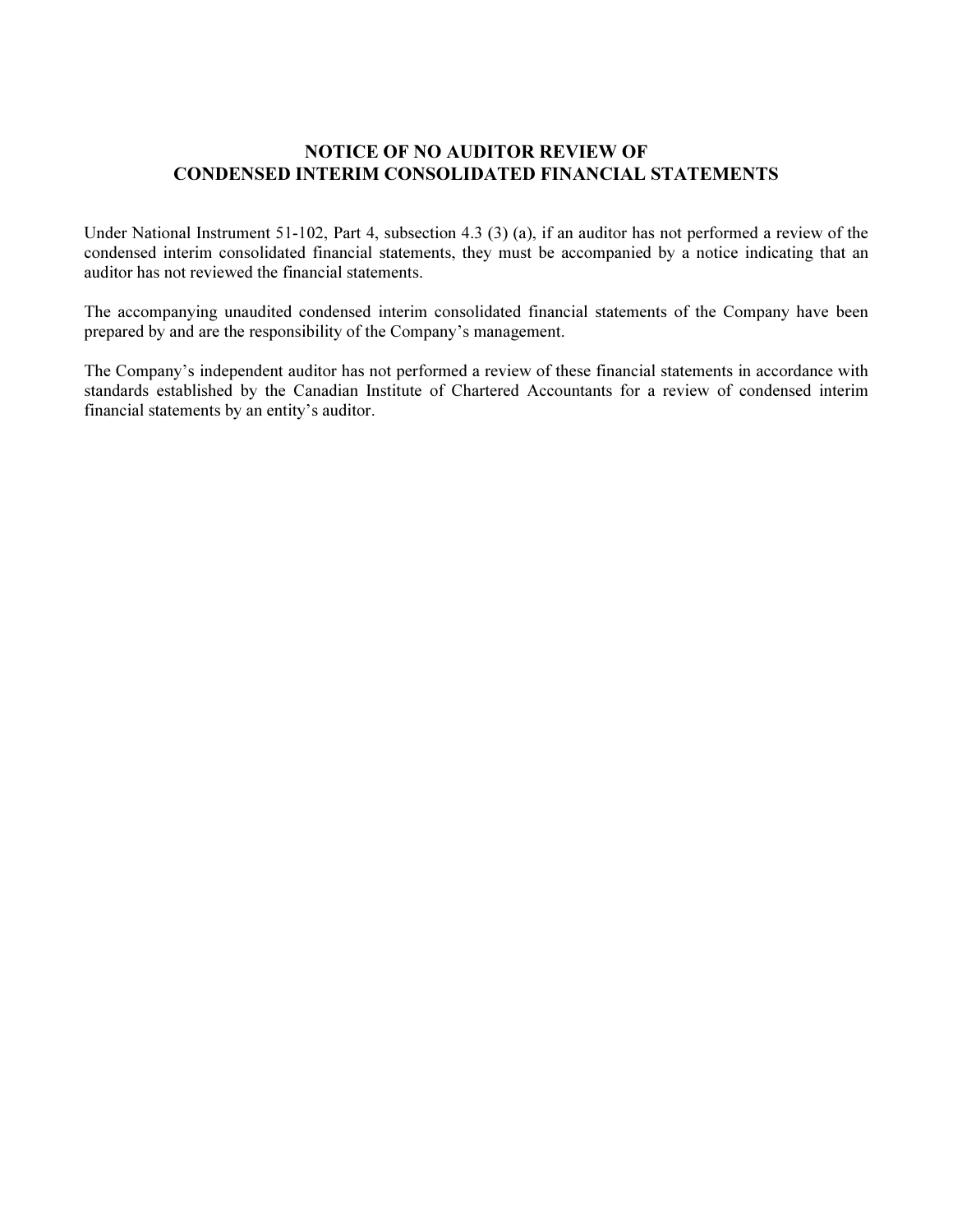# NOTICE OF NO AUDITOR REVIEW OF CONDENSED INTERIM CONSOLIDATED FINANCIAL STATEMENTS

Under National Instrument 51-102, Part 4, subsection 4.3 (3) (a), if an auditor has not performed a review of the condensed interim consolidated financial statements, they must be accompanied by a notice indicating that an auditor has not reviewed the financial statements.

The accompanying unaudited condensed interim consolidated financial statements of the Company have been prepared by and are the responsibility of the Company's management.

The Company's independent auditor has not performed a review of these financial statements in accordance with standards established by the Canadian Institute of Chartered Accountants for a review of condensed interim financial statements by an entity's auditor.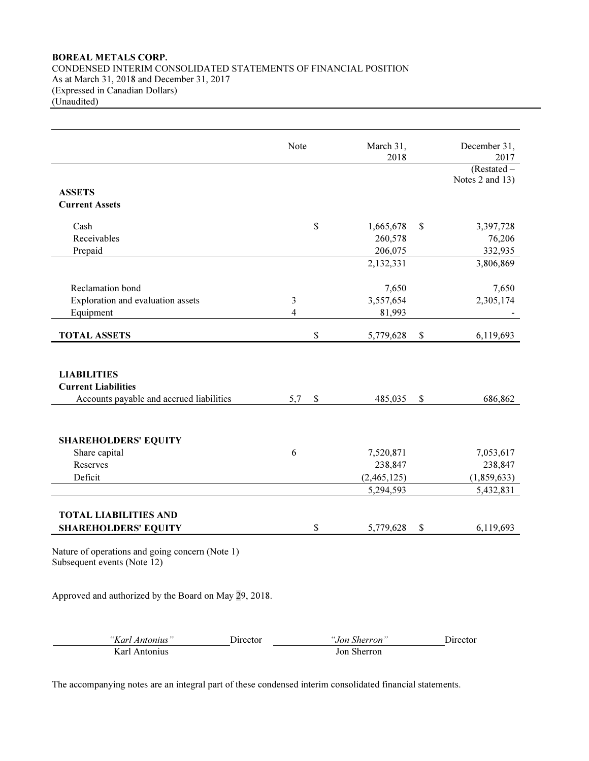**BOREAL METALS CORP.**
CONDENSED INTERIM CONSOLIDATED STATEMENTS OF FINANCIAL POSITION
As at March 31, 2018 and December 31, 2017
(Expressed in Canadian Dollars)
(Unaudited)

| | Note | March 31, 2018 | December 31, 2017 (Restated – Notes 2 and 13) |
|---|---|---|---|
| **ASSETS** | | | |
| **Current Assets** | | | |
| Cash | | $ 1,665,678 | $ 3,397,728 |
| Receivables | | 260,578 | 76,206 |
| Prepaid | | 206,075 | 332,935 |
| | | 2,132,331 | 3,806,869 |
| Reclamation bond | | 7,650 | 7,650 |
| Exploration and evaluation assets | 3 | 3,557,654 | 2,305,174 |
| Equipment | 4 | 81,993 | - |
| **TOTAL ASSETS** | | $ 5,779,628 | $ 6,119,693 |
| **LIABILITIES** | | | |
| **Current Liabilities** | | | |
| Accounts payable and accrued liabilities | 5,7 | $ 485,035 | $ 686,862 |
| **SHAREHOLDERS' EQUITY** | | | |
| Share capital | 6 | 7,520,871 | 7,053,617 |
| Reserves | | 238,847 | 238,847 |
| Deficit | | (2,465,125) | (1,859,633) |
| | | 5,294,593 | 5,432,831 |
| **TOTAL LIABILITIES AND SHAREHOLDERS' EQUITY** | | $ 5,779,628 | $ 6,119,693 |

Nature of operations and going concern (Note 1)
Subsequent events (Note 12)

Approved and authorized by the Board on May 29, 2018.

*"Karl Antonius"* Director — Karl Antonius

*"Jon Sherron"* Director — Jon Sherron

The accompanying notes are an integral part of these condensed interim consolidated financial statements.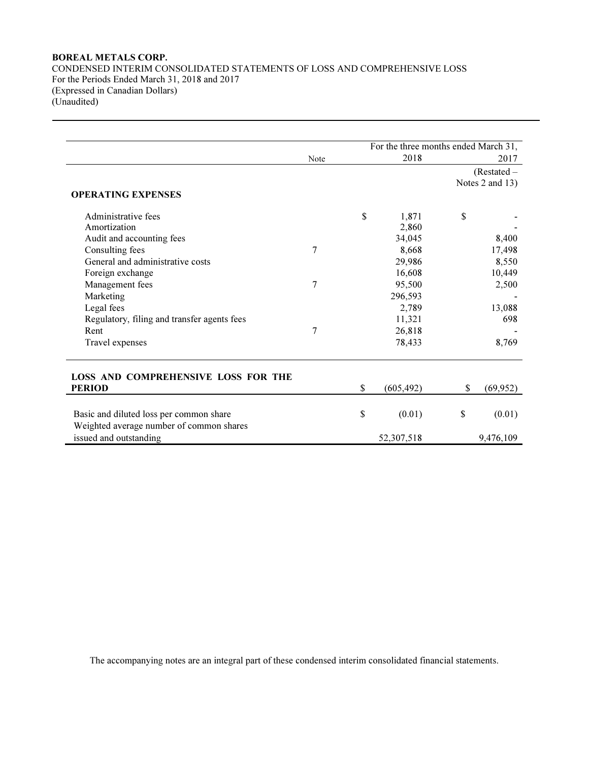**BOREAL METALS CORP.**
CONDENSED INTERIM CONSOLIDATED STATEMENTS OF LOSS AND COMPREHENSIVE LOSS
For the Periods Ended March 31, 2018 and 2017
(Expressed in Canadian Dollars)
(Unaudited)

| | Note | For the three months ended March 31, 2018 | 2017 (Restated – Notes 2 and 13) |
|---|---|---|---|
| **OPERATING EXPENSES** | | | |
| Administrative fees | | $ 1,871 | $ - |
| Amortization | | 2,860 | - |
| Audit and accounting fees | | 34,045 | 8,400 |
| Consulting fees | 7 | 8,668 | 17,498 |
| General and administrative costs | | 29,986 | 8,550 |
| Foreign exchange | | 16,608 | 10,449 |
| Management fees | 7 | 95,500 | 2,500 |
| Marketing | | 296,593 | - |
| Legal fees | | 2,789 | 13,088 |
| Regulatory, filing and transfer agents fees | | 11,321 | 698 |
| Rent | 7 | 26,818 | - |
| Travel expenses | | 78,433 | 8,769 |
| **LOSS AND COMPREHENSIVE LOSS FOR THE PERIOD** | | $ (605,492) | $ (69,952) |
| Basic and diluted loss per common share | | $ (0.01) | $ (0.01) |
| Weighted average number of common shares issued and outstanding | | 52,307,518 | 9,476,109 |

The accompanying notes are an integral part of these condensed interim consolidated financial statements.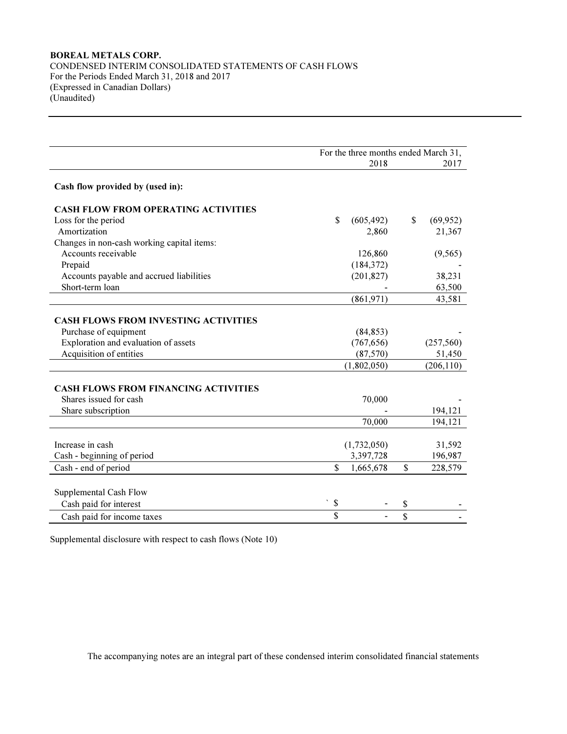**BOREAL METALS CORP.**
CONDENSED INTERIM CONSOLIDATED STATEMENTS OF CASH FLOWS
For the Periods Ended March 31, 2018 and 2017
(Expressed in Canadian Dollars)
(Unaudited)

| | For the three months ended March 31, 2018 | 2017 |
|---|---|---|
| **Cash flow provided by (used in):** | | |
| **CASH FLOW FROM OPERATING ACTIVITIES** | | |
| Loss for the period | $ (605,492) | $ (69,952) |
| Amortization | 2,860 | 21,367 |
| Changes in non-cash working capital items: | | |
| Accounts receivable | 126,860 | (9,565) |
| Prepaid | (184,372) | - |
| Accounts payable and accrued liabilities | (201,827) | 38,231 |
| Short-term loan | - | 63,500 |
| | (861,971) | 43,581 |
| **CASH FLOWS FROM INVESTING ACTIVITIES** | | |
| Purchase of equipment | (84,853) | - |
| Exploration and evaluation of assets | (767,656) | (257,560) |
| Acquisition of entities | (87,570) | 51,450 |
| | (1,802,050) | (206,110) |
| **CASH FLOWS FROM FINANCING ACTIVITIES** | | |
| Shares issued for cash | 70,000 | - |
| Share subscription | - | 194,121 |
| | 70,000 | 194,121 |
| Increase in cash | (1,732,050) | 31,592 |
| Cash - beginning of period | 3,397,728 | 196,987 |
| Cash - end of period | $ 1,665,678 | $ 228,579 |
| Supplemental Cash Flow | | |
| Cash paid for interest | $ - | $ - |
| Cash paid for income taxes | $ - | $ - |

Supplemental disclosure with respect to cash flows (Note 10)

The accompanying notes are an integral part of these condensed interim consolidated financial statements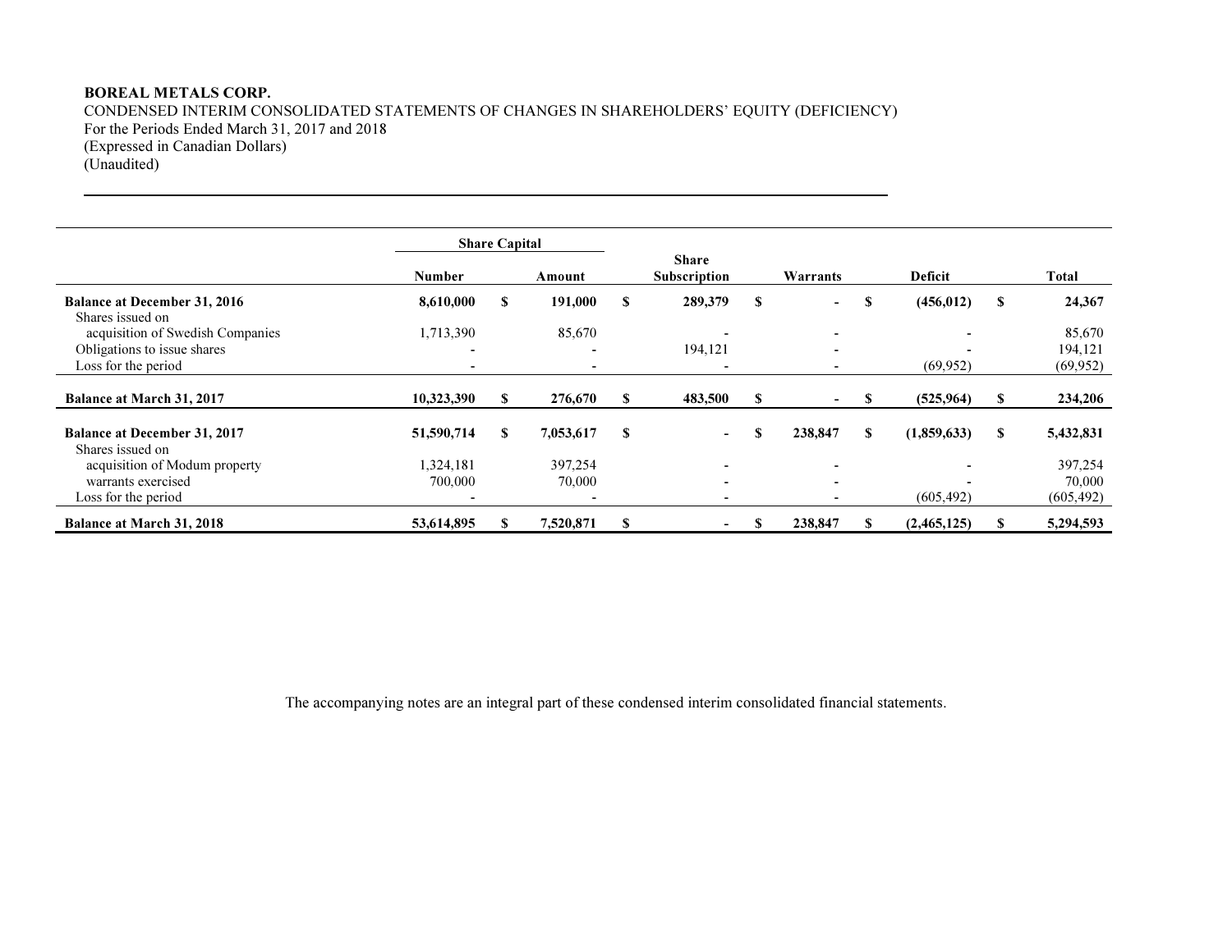**BOREAL METALS CORP.**
CONDENSED INTERIM CONSOLIDATED STATEMENTS OF CHANGES IN SHAREHOLDERS' EQUITY (DEFICIENCY)
For the Periods Ended March 31, 2017 and 2018
(Expressed in Canadian Dollars)
(Unaudited)

| | Share Capital | | | | | |
|---|---|---|---|---|---|---|
| | Number | Amount | Share Subscription | Warrants | Deficit | Total |
| **Balance at December 31, 2016** | **8,610,000** | **$ 191,000** | **$ 289,379** | **$ -** | **$ (456,012)** | **$ 24,367** |
| Shares issued on acquisition of Swedish Companies | 1,713,390 | 85,670 | - | - | - | 85,670 |
| Obligations to issue shares | - | - | 194,121 | - | - | 194,121 |
| Loss for the period | - | - | - | - | (69,952) | (69,952) |
| **Balance at March 31, 2017** | **10,323,390** | **$ 276,670** | **$ 483,500** | **$ -** | **$ (525,964)** | **$ 234,206** |
| **Balance at December 31, 2017** | **51,590,714** | **$ 7,053,617** | **$ -** | **$ 238,847** | **$ (1,859,633)** | **$ 5,432,831** |
| Shares issued on acquisition of Modum property | 1,324,181 | 397,254 | - | - | - | 397,254 |
| Shares issued on warrants exercised | 700,000 | 70,000 | - | - | - | 70,000 |
| Loss for the period | - | - | - | - | (605,492) | (605,492) |
| **Balance at March 31, 2018** | **53,614,895** | **$ 7,520,871** | **$ -** | **$ 238,847** | **$ (2,465,125)** | **$ 5,294,593** |

The accompanying notes are an integral part of these condensed interim consolidated financial statements.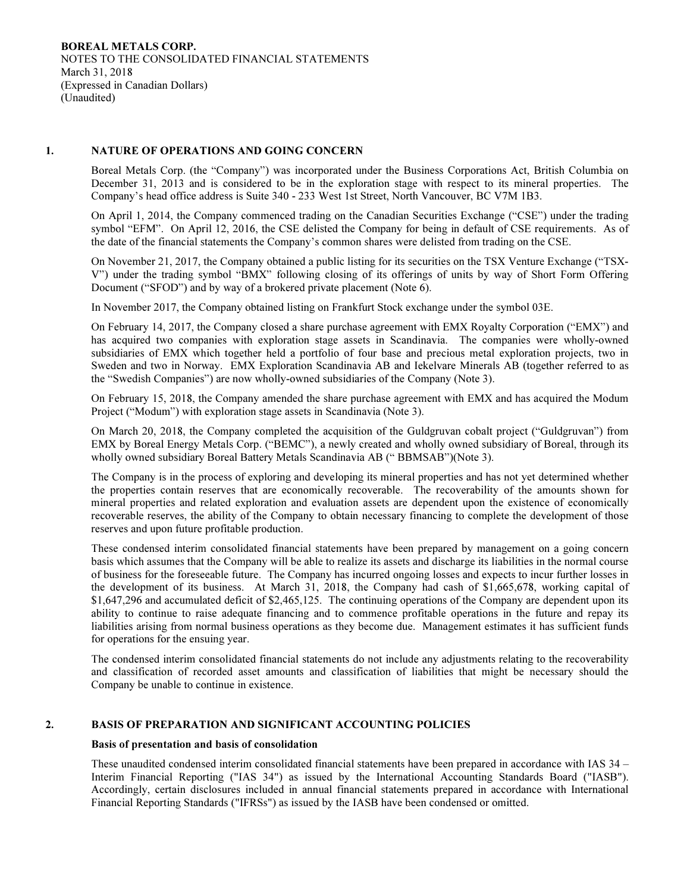**BOREAL METALS CORP.**
NOTES TO THE CONSOLIDATED FINANCIAL STATEMENTS
March 31, 2018
(Expressed in Canadian Dollars)
(Unaudited)

## 1. NATURE OF OPERATIONS AND GOING CONCERN

Boreal Metals Corp. (the "Company") was incorporated under the Business Corporations Act, British Columbia on December 31, 2013 and is considered to be in the exploration stage with respect to its mineral properties. The Company's head office address is Suite 340 - 233 West 1st Street, North Vancouver, BC V7M 1B3.

On April 1, 2014, the Company commenced trading on the Canadian Securities Exchange ("CSE") under the trading symbol "EFM". On April 12, 2016, the CSE delisted the Company for being in default of CSE requirements. As of the date of the financial statements the Company's common shares were delisted from trading on the CSE.

On November 21, 2017, the Company obtained a public listing for its securities on the TSX Venture Exchange ("TSX-V") under the trading symbol "BMX" following closing of its offerings of units by way of Short Form Offering Document ("SFOD") and by way of a brokered private placement (Note 6).

In November 2017, the Company obtained listing on Frankfurt Stock exchange under the symbol 03E.

On February 14, 2017, the Company closed a share purchase agreement with EMX Royalty Corporation ("EMX") and has acquired two companies with exploration stage assets in Scandinavia. The companies were wholly-owned subsidiaries of EMX which together held a portfolio of four base and precious metal exploration projects, two in Sweden and two in Norway. EMX Exploration Scandinavia AB and Iekelvare Minerals AB (together referred to as the "Swedish Companies") are now wholly-owned subsidiaries of the Company (Note 3).

On February 15, 2018, the Company amended the share purchase agreement with EMX and has acquired the Modum Project ("Modum") with exploration stage assets in Scandinavia (Note 3).

On March 20, 2018, the Company completed the acquisition of the Guldgruvan cobalt project ("Guldgruvan") from EMX by Boreal Energy Metals Corp. ("BEMC"), a newly created and wholly owned subsidiary of Boreal, through its wholly owned subsidiary Boreal Battery Metals Scandinavia AB (" BBMSAB")(Note 3).

The Company is in the process of exploring and developing its mineral properties and has not yet determined whether the properties contain reserves that are economically recoverable. The recoverability of the amounts shown for mineral properties and related exploration and evaluation assets are dependent upon the existence of economically recoverable reserves, the ability of the Company to obtain necessary financing to complete the development of those reserves and upon future profitable production.

These condensed interim consolidated financial statements have been prepared by management on a going concern basis which assumes that the Company will be able to realize its assets and discharge its liabilities in the normal course of business for the foreseeable future. The Company has incurred ongoing losses and expects to incur further losses in the development of its business. At March 31, 2018, the Company had cash of $1,665,678, working capital of $1,647,296 and accumulated deficit of $2,465,125. The continuing operations of the Company are dependent upon its ability to continue to raise adequate financing and to commence profitable operations in the future and repay its liabilities arising from normal business operations as they become due. Management estimates it has sufficient funds for operations for the ensuing year.

The condensed interim consolidated financial statements do not include any adjustments relating to the recoverability and classification of recorded asset amounts and classification of liabilities that might be necessary should the Company be unable to continue in existence.

## 2. BASIS OF PREPARATION AND SIGNIFICANT ACCOUNTING POLICIES

**Basis of presentation and basis of consolidation**

These unaudited condensed interim consolidated financial statements have been prepared in accordance with IAS 34 – Interim Financial Reporting ("IAS 34") as issued by the International Accounting Standards Board ("IASB"). Accordingly, certain disclosures included in annual financial statements prepared in accordance with International Financial Reporting Standards ("IFRSs") as issued by the IASB have been condensed or omitted.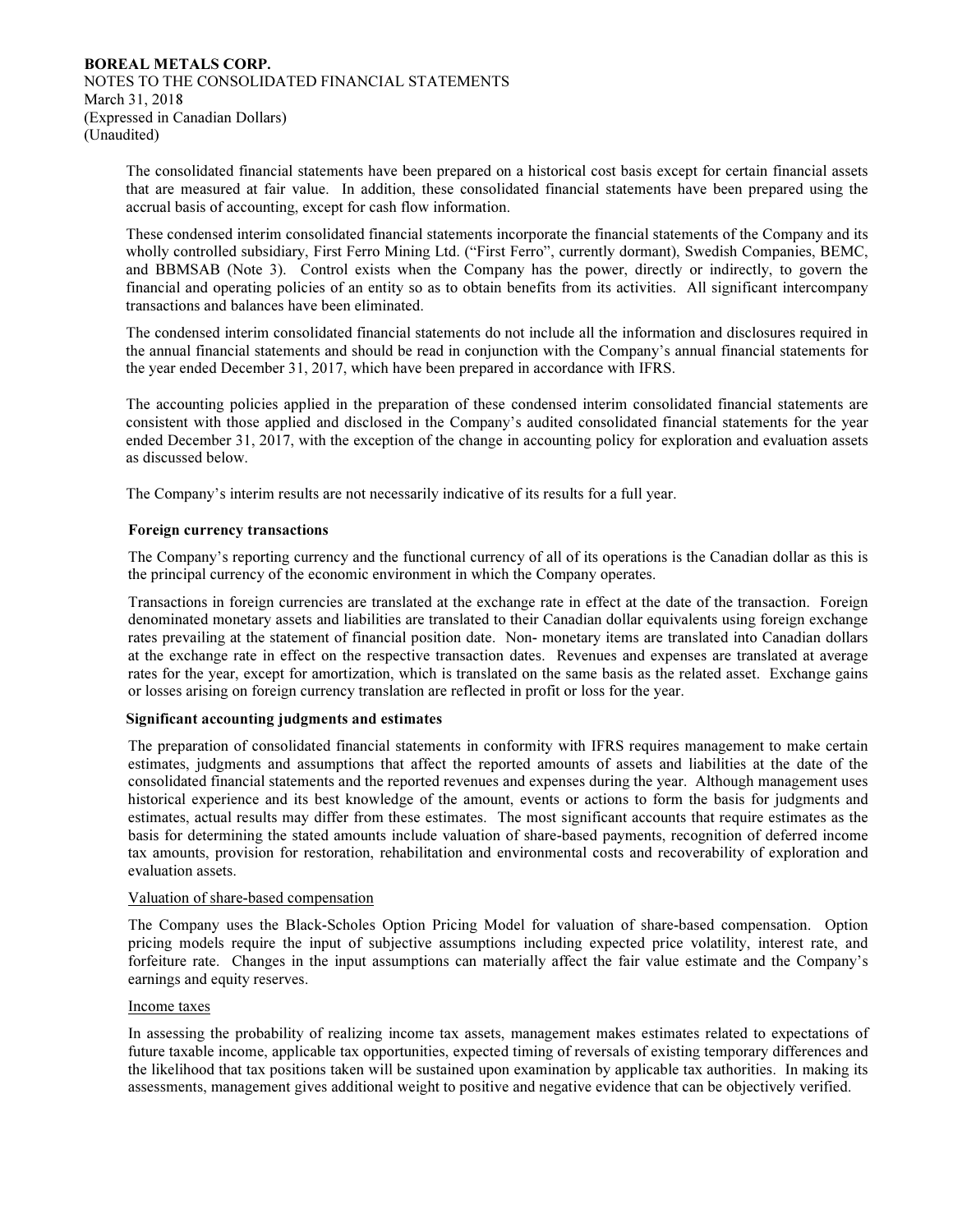The consolidated financial statements have been prepared on a historical cost basis except for certain financial assets that are measured at fair value. In addition, these consolidated financial statements have been prepared using the accrual basis of accounting, except for cash flow information.

These condensed interim consolidated financial statements incorporate the financial statements of the Company and its wholly controlled subsidiary, First Ferro Mining Ltd. ("First Ferro", currently dormant), Swedish Companies, BEMC, and BBMSAB (Note 3). Control exists when the Company has the power, directly or indirectly, to govern the financial and operating policies of an entity so as to obtain benefits from its activities. All significant intercompany transactions and balances have been eliminated.

The condensed interim consolidated financial statements do not include all the information and disclosures required in the annual financial statements and should be read in conjunction with the Company's annual financial statements for the year ended December 31, 2017, which have been prepared in accordance with IFRS.

The accounting policies applied in the preparation of these condensed interim consolidated financial statements are consistent with those applied and disclosed in the Company's audited consolidated financial statements for the year ended December 31, 2017, with the exception of the change in accounting policy for exploration and evaluation assets as discussed below.

The Company's interim results are not necessarily indicative of its results for a full year.

**Foreign currency transactions**

The Company's reporting currency and the functional currency of all of its operations is the Canadian dollar as this is the principal currency of the economic environment in which the Company operates.

Transactions in foreign currencies are translated at the exchange rate in effect at the date of the transaction. Foreign denominated monetary assets and liabilities are translated to their Canadian dollar equivalents using foreign exchange rates prevailing at the statement of financial position date. Non- monetary items are translated into Canadian dollars at the exchange rate in effect on the respective transaction dates. Revenues and expenses are translated at average rates for the year, except for amortization, which is translated on the same basis as the related asset. Exchange gains or losses arising on foreign currency translation are reflected in profit or loss for the year.

**Significant accounting judgments and estimates**

The preparation of consolidated financial statements in conformity with IFRS requires management to make certain estimates, judgments and assumptions that affect the reported amounts of assets and liabilities at the date of the consolidated financial statements and the reported revenues and expenses during the year. Although management uses historical experience and its best knowledge of the amount, events or actions to form the basis for judgments and estimates, actual results may differ from these estimates. The most significant accounts that require estimates as the basis for determining the stated amounts include valuation of share-based payments, recognition of deferred income tax amounts, provision for restoration, rehabilitation and environmental costs and recoverability of exploration and evaluation assets.

Valuation of share-based compensation

The Company uses the Black-Scholes Option Pricing Model for valuation of share-based compensation. Option pricing models require the input of subjective assumptions including expected price volatility, interest rate, and forfeiture rate. Changes in the input assumptions can materially affect the fair value estimate and the Company's earnings and equity reserves.

Income taxes

In assessing the probability of realizing income tax assets, management makes estimates related to expectations of future taxable income, applicable tax opportunities, expected timing of reversals of existing temporary differences and the likelihood that tax positions taken will be sustained upon examination by applicable tax authorities. In making its assessments, management gives additional weight to positive and negative evidence that can be objectively verified.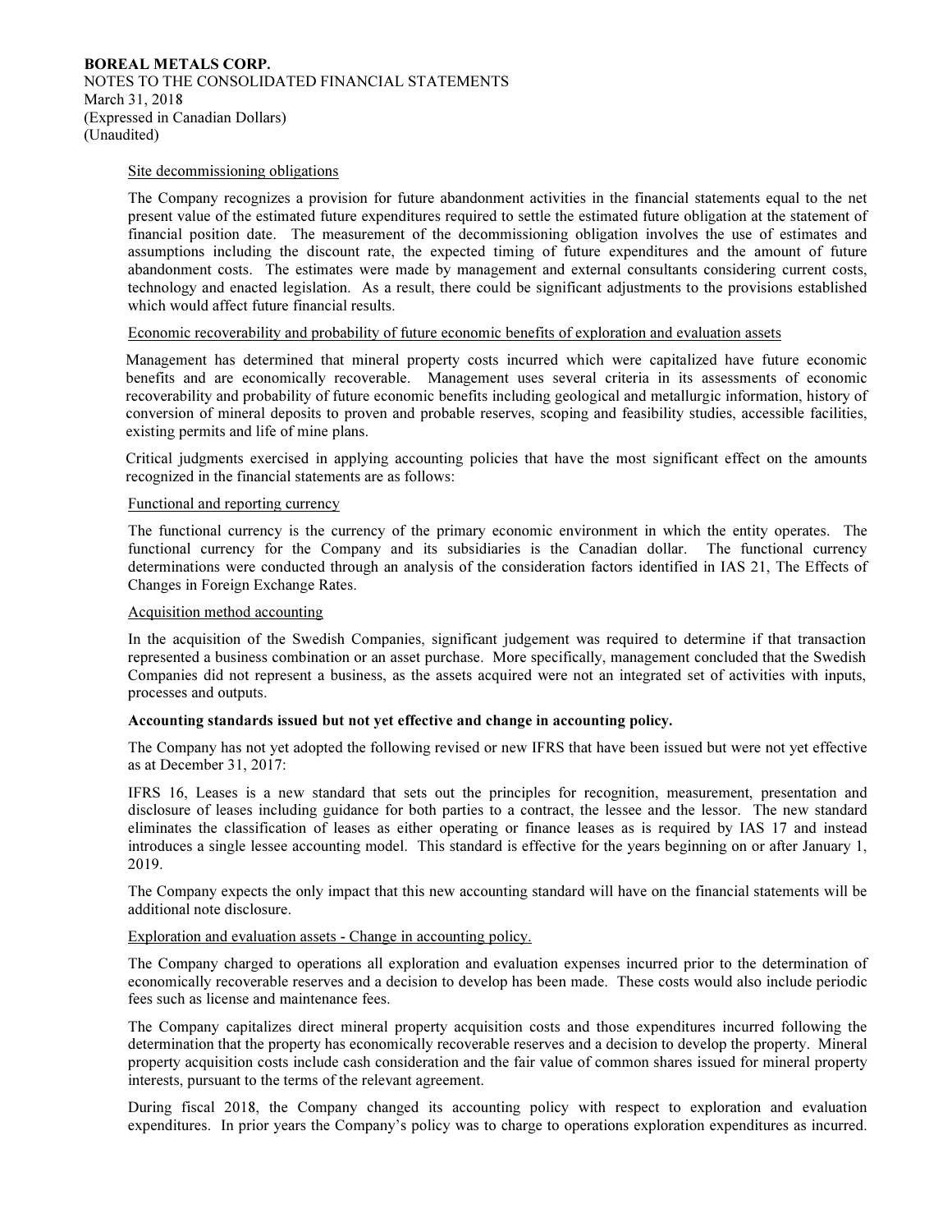Site decommissioning obligations

The Company recognizes a provision for future abandonment activities in the financial statements equal to the net present value of the estimated future expenditures required to settle the estimated future obligation at the statement of financial position date. The measurement of the decommissioning obligation involves the use of estimates and assumptions including the discount rate, the expected timing of future expenditures and the amount of future abandonment costs. The estimates were made by management and external consultants considering current costs, technology and enacted legislation. As a result, there could be significant adjustments to the provisions established which would affect future financial results.

Economic recoverability and probability of future economic benefits of exploration and evaluation assets

Management has determined that mineral property costs incurred which were capitalized have future economic benefits and are economically recoverable. Management uses several criteria in its assessments of economic recoverability and probability of future economic benefits including geological and metallurgic information, history of conversion of mineral deposits to proven and probable reserves, scoping and feasibility studies, accessible facilities, existing permits and life of mine plans.

Critical judgments exercised in applying accounting policies that have the most significant effect on the amounts recognized in the financial statements are as follows:

Functional and reporting currency

The functional currency is the currency of the primary economic environment in which the entity operates. The functional currency for the Company and its subsidiaries is the Canadian dollar. The functional currency determinations were conducted through an analysis of the consideration factors identified in IAS 21, The Effects of Changes in Foreign Exchange Rates.

Acquisition method accounting

In the acquisition of the Swedish Companies, significant judgement was required to determine if that transaction represented a business combination or an asset purchase. More specifically, management concluded that the Swedish Companies did not represent a business, as the assets acquired were not an integrated set of activities with inputs, processes and outputs.

**Accounting standards issued but not yet effective and change in accounting policy.**

The Company has not yet adopted the following revised or new IFRS that have been issued but were not yet effective as at December 31, 2017:

IFRS 16, Leases is a new standard that sets out the principles for recognition, measurement, presentation and disclosure of leases including guidance for both parties to a contract, the lessee and the lessor. The new standard eliminates the classification of leases as either operating or finance leases as is required by IAS 17 and instead introduces a single lessee accounting model. This standard is effective for the years beginning on or after January 1, 2019.

The Company expects the only impact that this new accounting standard will have on the financial statements will be additional note disclosure.

Exploration and evaluation assets - Change in accounting policy.

The Company charged to operations all exploration and evaluation expenses incurred prior to the determination of economically recoverable reserves and a decision to develop has been made. These costs would also include periodic fees such as license and maintenance fees.

The Company capitalizes direct mineral property acquisition costs and those expenditures incurred following the determination that the property has economically recoverable reserves and a decision to develop the property. Mineral property acquisition costs include cash consideration and the fair value of common shares issued for mineral property interests, pursuant to the terms of the relevant agreement.

During fiscal 2018, the Company changed its accounting policy with respect to exploration and evaluation expenditures. In prior years the Company's policy was to charge to operations exploration expenditures as incurred.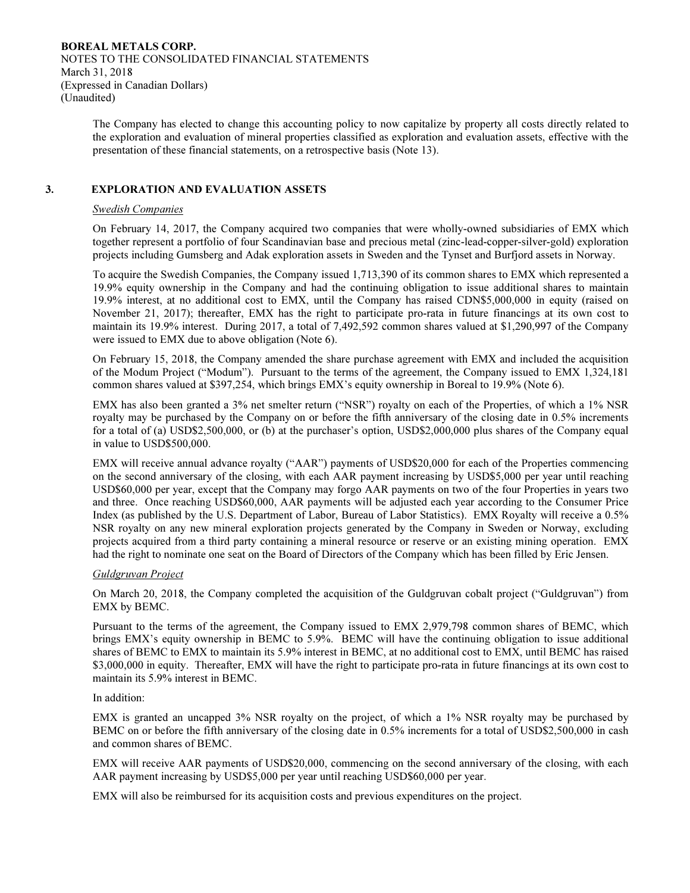The Company has elected to change this accounting policy to now capitalize by property all costs directly related to the exploration and evaluation of mineral properties classified as exploration and evaluation assets, effective with the presentation of these financial statements, on a retrospective basis (Note 13).

## 3. EXPLORATION AND EVALUATION ASSETS

*Swedish Companies*

On February 14, 2017, the Company acquired two companies that were wholly-owned subsidiaries of EMX which together represent a portfolio of four Scandinavian base and precious metal (zinc-lead-copper-silver-gold) exploration projects including Gumsberg and Adak exploration assets in Sweden and the Tynset and Burfjord assets in Norway.

To acquire the Swedish Companies, the Company issued 1,713,390 of its common shares to EMX which represented a 19.9% equity ownership in the Company and had the continuing obligation to issue additional shares to maintain 19.9% interest, at no additional cost to EMX, until the Company has raised CDN$5,000,000 in equity (raised on November 21, 2017); thereafter, EMX has the right to participate pro-rata in future financings at its own cost to maintain its 19.9% interest. During 2017, a total of 7,492,592 common shares valued at $1,290,997 of the Company were issued to EMX due to above obligation (Note 6).

On February 15, 2018, the Company amended the share purchase agreement with EMX and included the acquisition of the Modum Project ("Modum"). Pursuant to the terms of the agreement, the Company issued to EMX 1,324,181 common shares valued at $397,254, which brings EMX's equity ownership in Boreal to 19.9% (Note 6).

EMX has also been granted a 3% net smelter return ("NSR") royalty on each of the Properties, of which a 1% NSR royalty may be purchased by the Company on or before the fifth anniversary of the closing date in 0.5% increments for a total of (a) USD$2,500,000, or (b) at the purchaser's option, USD$2,000,000 plus shares of the Company equal in value to USD$500,000.

EMX will receive annual advance royalty ("AAR") payments of USD$20,000 for each of the Properties commencing on the second anniversary of the closing, with each AAR payment increasing by USD$5,000 per year until reaching USD$60,000 per year, except that the Company may forgo AAR payments on two of the four Properties in years two and three. Once reaching USD$60,000, AAR payments will be adjusted each year according to the Consumer Price Index (as published by the U.S. Department of Labor, Bureau of Labor Statistics). EMX Royalty will receive a 0.5% NSR royalty on any new mineral exploration projects generated by the Company in Sweden or Norway, excluding projects acquired from a third party containing a mineral resource or reserve or an existing mining operation. EMX had the right to nominate one seat on the Board of Directors of the Company which has been filled by Eric Jensen.

*Guldgruvan Project*

On March 20, 2018, the Company completed the acquisition of the Guldgruvan cobalt project ("Guldgruvan") from EMX by BEMC.

Pursuant to the terms of the agreement, the Company issued to EMX 2,979,798 common shares of BEMC, which brings EMX's equity ownership in BEMC to 5.9%. BEMC will have the continuing obligation to issue additional shares of BEMC to EMX to maintain its 5.9% interest in BEMC, at no additional cost to EMX, until BEMC has raised $3,000,000 in equity. Thereafter, EMX will have the right to participate pro-rata in future financings at its own cost to maintain its 5.9% interest in BEMC.

In addition:

EMX is granted an uncapped 3% NSR royalty on the project, of which a 1% NSR royalty may be purchased by BEMC on or before the fifth anniversary of the closing date in 0.5% increments for a total of USD$2,500,000 in cash and common shares of BEMC.

EMX will receive AAR payments of USD$20,000, commencing on the second anniversary of the closing, with each AAR payment increasing by USD$5,000 per year until reaching USD$60,000 per year.

EMX will also be reimbursed for its acquisition costs and previous expenditures on the project.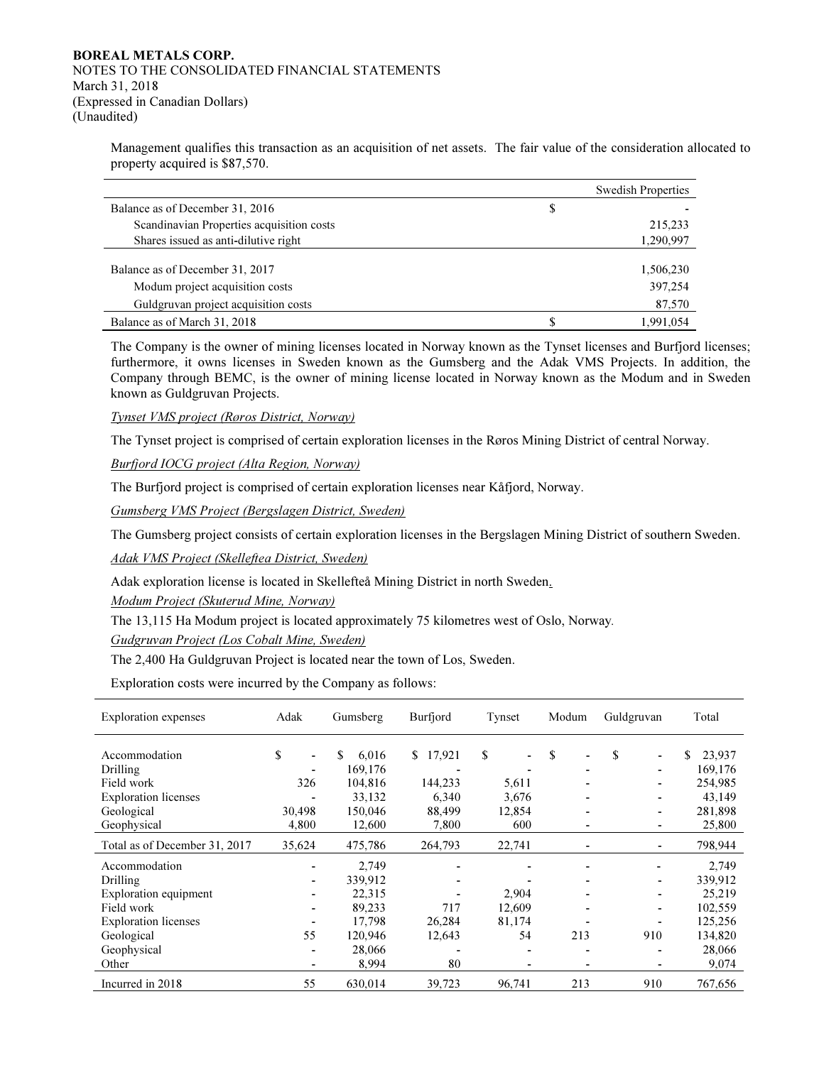**BOREAL METALS CORP.**
NOTES TO THE CONSOLIDATED FINANCIAL STATEMENTS
March 31, 2018
(Expressed in Canadian Dollars)
(Unaudited)

Management qualifies this transaction as an acquisition of net assets. The fair value of the consideration allocated to property acquired is $87,570.

| | | Swedish Properties |
|---|---|---|
| Balance as of December 31, 2016 | $ | - |
| Scandinavian Properties acquisition costs | | 215,233 |
| Shares issued as anti-dilutive right | | 1,290,997 |
| Balance as of December 31, 2017 | | 1,506,230 |
| Modum project acquisition costs | | 397,254 |
| Guldgruvan project acquisition costs | | 87,570 |
| Balance as of March 31, 2018 | $ | 1,991,054 |

The Company is the owner of mining licenses located in Norway known as the Tynset licenses and Burfjord licenses; furthermore, it owns licenses in Sweden known as the Gumsberg and the Adak VMS Projects. In addition, the Company through BEMC, is the owner of mining license located in Norway known as the Modum and in Sweden known as Guldgruvan Projects.

*Tynset VMS project (Røros District, Norway)*

The Tynset project is comprised of certain exploration licenses in the Røros Mining District of central Norway.

*Burfjord IOCG project (Alta Region, Norway)*

The Burfjord project is comprised of certain exploration licenses near Kåfjord, Norway.

*Gumsberg VMS Project (Bergslagen District, Sweden)*

The Gumsberg project consists of certain exploration licenses in the Bergslagen Mining District of southern Sweden.

*Adak VMS Project (Skelleftea District, Sweden)*

Adak exploration license is located in Skellefteå Mining District in north Sweden.

*Modum Project (Skuterud Mine, Norway)*

The 13,115 Ha Modum project is located approximately 75 kilometres west of Oslo, Norway.

*Gudgruvan Project (Los Cobalt Mine, Sweden)*

The 2,400 Ha Guldgruvan Project is located near the town of Los, Sweden.

Exploration costs were incurred by the Company as follows:

| Exploration expenses | Adak | Gumsberg | Burfjord | Tynset | Modum | Guldgruvan | Total |
|---|---|---|---|---|---|---|---|
| Accommodation | $ - | $ 6,016 | $ 17,921 | $ - | $ - | $ - | $ 23,937 |
| Drilling | - | 169,176 | - | - | - | - | 169,176 |
| Field work | 326 | 104,816 | 144,233 | 5,611 | - | - | 254,985 |
| Exploration licenses | - | 33,132 | 6,340 | 3,676 | - | - | 43,149 |
| Geological | 30,498 | 150,046 | 88,499 | 12,854 | - | - | 281,898 |
| Geophysical | 4,800 | 12,600 | 7,800 | 600 | - | - | 25,800 |
| Total as of December 31, 2017 | 35,624 | 475,786 | 264,793 | 22,741 | - | - | 798,944 |
| Accommodation | - | 2,749 | - | - | - | - | 2,749 |
| Drilling | - | 339,912 | - | - | - | - | 339,912 |
| Exploration equipment | - | 22,315 | - | 2,904 | - | - | 25,219 |
| Field work | - | 89,233 | 717 | 12,609 | - | - | 102,559 |
| Exploration licenses | - | 17,798 | 26,284 | 81,174 | - | - | 125,256 |
| Geological | 55 | 120,946 | 12,643 | 54 | 213 | 910 | 134,820 |
| Geophysical | - | 28,066 | - | - | - | - | 28,066 |
| Other | - | 8,994 | 80 | - | - | - | 9,074 |
| Incurred in 2018 | 55 | 630,014 | 39,723 | 96,741 | 213 | 910 | 767,656 |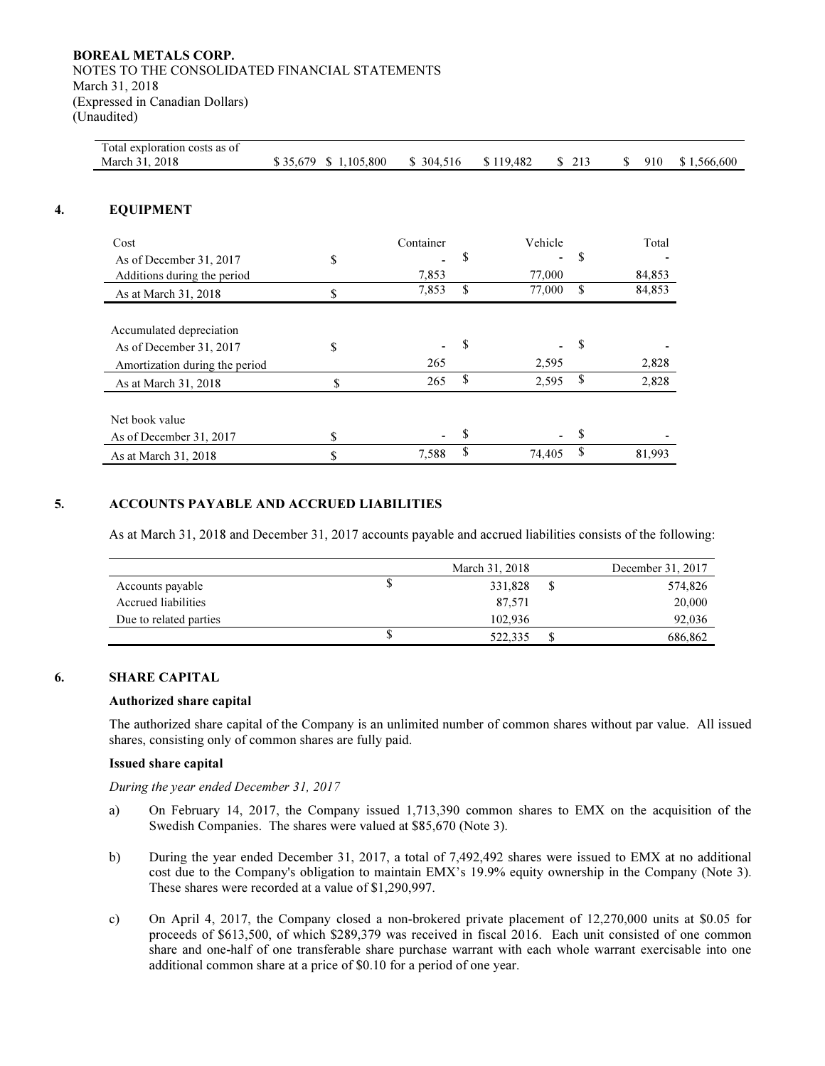BOREAL METALS CORP.
NOTES TO THE CONSOLIDATED FINANCIAL STATEMENTS
March 31, 2018
(Expressed in Canadian Dollars)
(Unaudited)

| | | | | | | | |
|---|---|---|---|---|---|---|---|
| Total exploration costs as of March 31, 2018 | $ 35,679 | $ 1,105,800 | $ 304,516 | $ 119,482 | $ 213 | $ 910 | $ 1,566,600 |

## 4. EQUIPMENT

| Cost | | Container | | Vehicle | | Total |
|---|---|---|---|---|---|---|
| As of December 31, 2017 | $ | - | $ | - | $ | - |
| Additions during the period | | 7,853 | | 77,000 | | 84,853 |
| As at March 31, 2018 | $ | 7,853 | $ | 77,000 | $ | 84,853 |
| | | | | | | |
| Accumulated depreciation | | | | | | |
| As of December 31, 2017 | $ | - | $ | - | $ | - |
| Amortization during the period | | 265 | | 2,595 | | 2,828 |
| As at March 31, 2018 | $ | 265 | $ | 2,595 | $ | 2,828 |
| | | | | | | |
| Net book value | | | | | | |
| As of December 31, 2017 | $ | - | $ | - | $ | - |
| As at March 31, 2018 | $ | 7,588 | $ | 74,405 | $ | 81,993 |

## 5. ACCOUNTS PAYABLE AND ACCRUED LIABILITIES

As at March 31, 2018 and December 31, 2017 accounts payable and accrued liabilities consists of the following:

| | | March 31, 2018 | | December 31, 2017 |
|---|---|---|---|---|
| Accounts payable | $ | 331,828 | $ | 574,826 |
| Accrued liabilities | | 87,571 | | 20,000 |
| Due to related parties | | 102,936 | | 92,036 |
| | $ | 522,335 | $ | 686,862 |

## 6. SHARE CAPITAL

### Authorized share capital

The authorized share capital of the Company is an unlimited number of common shares without par value. All issued shares, consisting only of common shares are fully paid.

### Issued share capital

*During the year ended December 31, 2017*

a) On February 14, 2017, the Company issued 1,713,390 common shares to EMX on the acquisition of the Swedish Companies. The shares were valued at $85,670 (Note 3).

b) During the year ended December 31, 2017, a total of 7,492,492 shares were issued to EMX at no additional cost due to the Company's obligation to maintain EMX's 19.9% equity ownership in the Company (Note 3). These shares were recorded at a value of $1,290,997.

c) On April 4, 2017, the Company closed a non-brokered private placement of 12,270,000 units at $0.05 for proceeds of $613,500, of which $289,379 was received in fiscal 2016. Each unit consisted of one common share and one-half of one transferable share purchase warrant with each whole warrant exercisable into one additional common share at a price of $0.10 for a period of one year.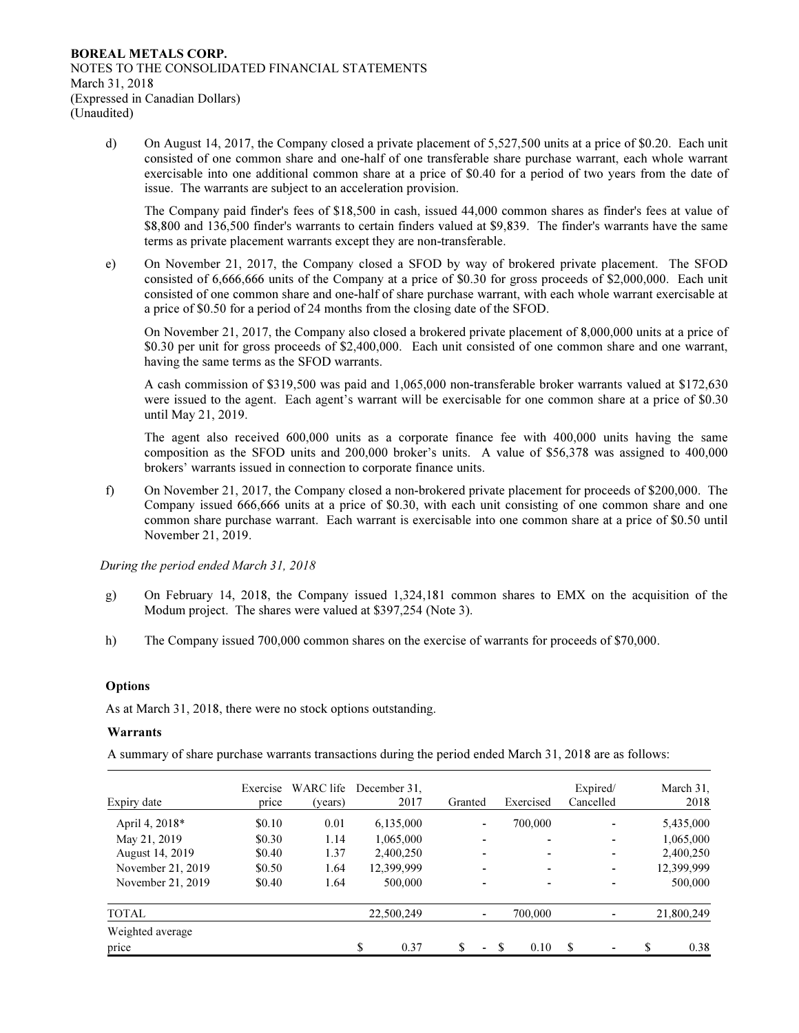d) On August 14, 2017, the Company closed a private placement of 5,527,500 units at a price of $0.20. Each unit consisted of one common share and one-half of one transferable share purchase warrant, each whole warrant exercisable into one additional common share at a price of $0.40 for a period of two years from the date of issue. The warrants are subject to an acceleration provision.

The Company paid finder's fees of $18,500 in cash, issued 44,000 common shares as finder's fees at value of $8,800 and 136,500 finder's warrants to certain finders valued at $9,839. The finder's warrants have the same terms as private placement warrants except they are non-transferable.

e) On November 21, 2017, the Company closed a SFOD by way of brokered private placement. The SFOD consisted of 6,666,666 units of the Company at a price of $0.30 for gross proceeds of $2,000,000. Each unit consisted of one common share and one-half of share purchase warrant, with each whole warrant exercisable at a price of $0.50 for a period of 24 months from the closing date of the SFOD.

On November 21, 2017, the Company also closed a brokered private placement of 8,000,000 units at a price of $0.30 per unit for gross proceeds of $2,400,000. Each unit consisted of one common share and one warrant, having the same terms as the SFOD warrants.

A cash commission of $319,500 was paid and 1,065,000 non-transferable broker warrants valued at $172,630 were issued to the agent. Each agent's warrant will be exercisable for one common share at a price of $0.30 until May 21, 2019.

The agent also received 600,000 units as a corporate finance fee with 400,000 units having the same composition as the SFOD units and 200,000 broker's units. A value of $56,378 was assigned to 400,000 brokers' warrants issued in connection to corporate finance units.

f) On November 21, 2017, the Company closed a non-brokered private placement for proceeds of $200,000. The Company issued 666,666 units at a price of $0.30, with each unit consisting of one common share and one common share purchase warrant. Each warrant is exercisable into one common share at a price of $0.50 until November 21, 2019.

*During the period ended March 31, 2018*

g) On February 14, 2018, the Company issued 1,324,181 common shares to EMX on the acquisition of the Modum project. The shares were valued at $397,254 (Note 3).

h) The Company issued 700,000 common shares on the exercise of warrants for proceeds of $70,000.

**Options**

As at March 31, 2018, there were no stock options outstanding.

**Warrants**

A summary of share purchase warrants transactions during the period ended March 31, 2018 are as follows:

| Expiry date | Exercise price | WARC life (years) | December 31, 2017 | Granted | Exercised | Expired/ Cancelled | March 31, 2018 |
|---|---|---|---|---|---|---|---|
| April 4, 2018* | $0.10 | 0.01 | 6,135,000 | - | 700,000 | - | 5,435,000 |
| May 21, 2019 | $0.30 | 1.14 | 1,065,000 | - | - | - | 1,065,000 |
| August 14, 2019 | $0.40 | 1.37 | 2,400,250 | - | - | - | 2,400,250 |
| November 21, 2019 | $0.50 | 1.64 | 12,399,999 | - | - | - | 12,399,999 |
| November 21, 2019 | $0.40 | 1.64 | 500,000 | - | - | - | 500,000 |
| TOTAL | | | 22,500,249 | - | 700,000 | - | 21,800,249 |
| Weighted average price | | | $ 0.37 | $ - | $ 0.10 | $ - | $ 0.38 |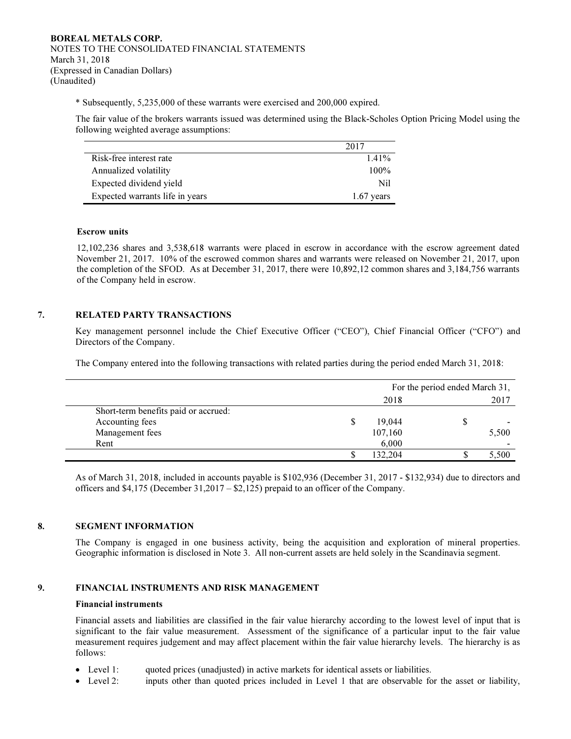\* Subsequently, 5,235,000 of these warrants were exercised and 200,000 expired.

The fair value of the brokers warrants issued was determined using the Black-Scholes Option Pricing Model using the following weighted average assumptions:

| | 2017 |
|---|---|
| Risk-free interest rate | 1.41% |
| Annualized volatility | 100% |
| Expected dividend yield | Nil |
| Expected warrants life in years | 1.67 years |

**Escrow units**

12,102,236 shares and 3,538,618 warrants were placed in escrow in accordance with the escrow agreement dated November 21, 2017. 10% of the escrowed common shares and warrants were released on November 21, 2017, upon the completion of the SFOD. As at December 31, 2017, there were 10,892,12 common shares and 3,184,756 warrants of the Company held in escrow.

## 7. RELATED PARTY TRANSACTIONS

Key management personnel include the Chief Executive Officer ("CEO"), Chief Financial Officer ("CFO") and Directors of the Company.

The Company entered into the following transactions with related parties during the period ended March 31, 2018:

| | For the period ended March 31, 2018 | 2017 |
|---|---|---|
| Short-term benefits paid or accrued: | | |
| Accounting fees | $ 19,044 | $ - |
| Management fees | 107,160 | 5,500 |
| Rent | 6,000 | - |
| | $ 132,204 | $ 5,500 |

As of March 31, 2018, included in accounts payable is $102,936 (December 31, 2017 - $132,934) due to directors and officers and $4,175 (December 31,2017 – $2,125) prepaid to an officer of the Company.

## 8. SEGMENT INFORMATION

The Company is engaged in one business activity, being the acquisition and exploration of mineral properties. Geographic information is disclosed in Note 3. All non-current assets are held solely in the Scandinavia segment.

## 9. FINANCIAL INSTRUMENTS AND RISK MANAGEMENT

**Financial instruments**

Financial assets and liabilities are classified in the fair value hierarchy according to the lowest level of input that is significant to the fair value measurement. Assessment of the significance of a particular input to the fair value measurement requires judgement and may affect placement within the fair value hierarchy levels. The hierarchy is as follows:

- Level 1: quoted prices (unadjusted) in active markets for identical assets or liabilities.
- Level 2: inputs other than quoted prices included in Level 1 that are observable for the asset or liability,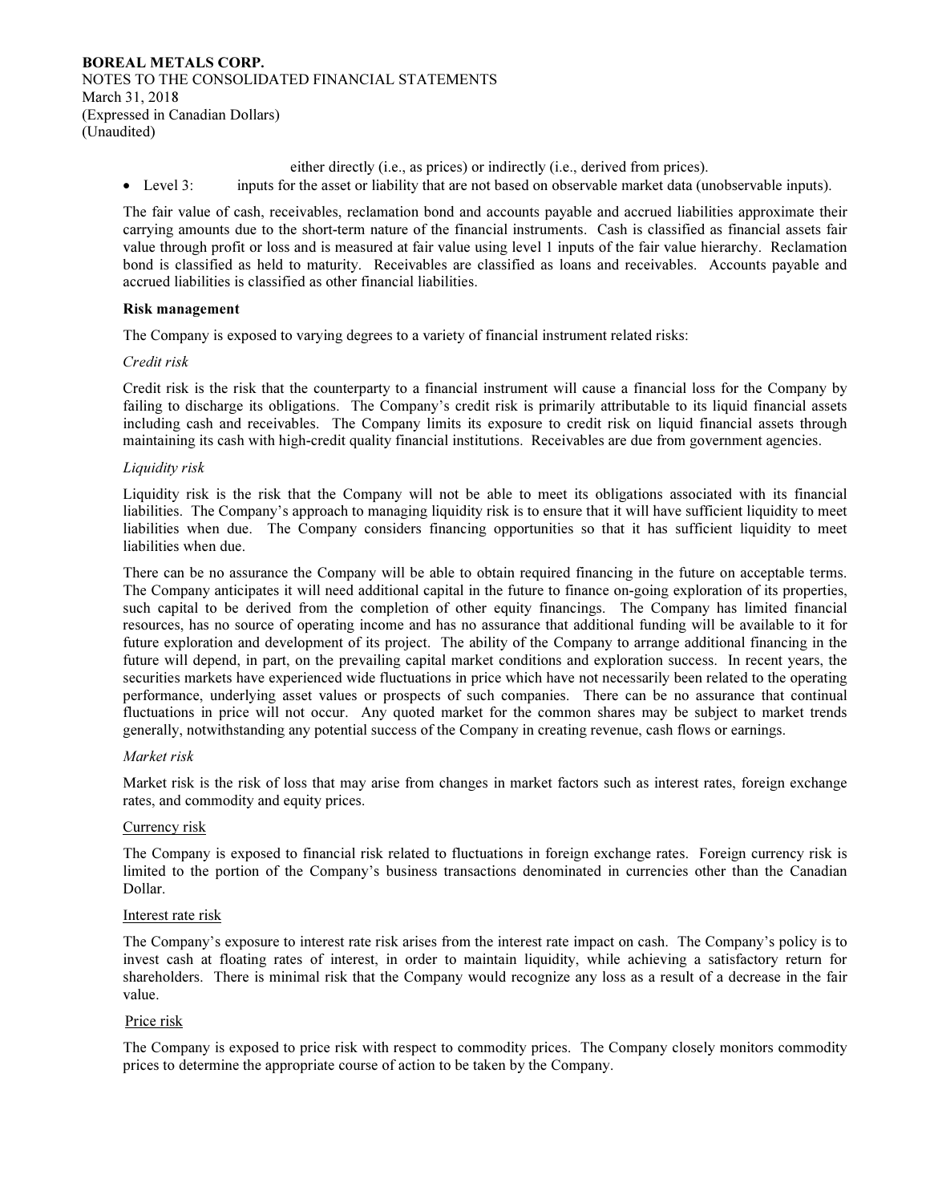either directly (i.e., as prices) or indirectly (i.e., derived from prices).

- Level 3: inputs for the asset or liability that are not based on observable market data (unobservable inputs).

The fair value of cash, receivables, reclamation bond and accounts payable and accrued liabilities approximate their carrying amounts due to the short-term nature of the financial instruments. Cash is classified as financial assets fair value through profit or loss and is measured at fair value using level 1 inputs of the fair value hierarchy. Reclamation bond is classified as held to maturity. Receivables are classified as loans and receivables. Accounts payable and accrued liabilities is classified as other financial liabilities.

**Risk management**

The Company is exposed to varying degrees to a variety of financial instrument related risks:

*Credit risk*

Credit risk is the risk that the counterparty to a financial instrument will cause a financial loss for the Company by failing to discharge its obligations. The Company's credit risk is primarily attributable to its liquid financial assets including cash and receivables. The Company limits its exposure to credit risk on liquid financial assets through maintaining its cash with high-credit quality financial institutions. Receivables are due from government agencies.

*Liquidity risk*

Liquidity risk is the risk that the Company will not be able to meet its obligations associated with its financial liabilities. The Company's approach to managing liquidity risk is to ensure that it will have sufficient liquidity to meet liabilities when due. The Company considers financing opportunities so that it has sufficient liquidity to meet liabilities when due.

There can be no assurance the Company will be able to obtain required financing in the future on acceptable terms. The Company anticipates it will need additional capital in the future to finance on-going exploration of its properties, such capital to be derived from the completion of other equity financings. The Company has limited financial resources, has no source of operating income and has no assurance that additional funding will be available to it for future exploration and development of its project. The ability of the Company to arrange additional financing in the future will depend, in part, on the prevailing capital market conditions and exploration success. In recent years, the securities markets have experienced wide fluctuations in price which have not necessarily been related to the operating performance, underlying asset values or prospects of such companies. There can be no assurance that continual fluctuations in price will not occur. Any quoted market for the common shares may be subject to market trends generally, notwithstanding any potential success of the Company in creating revenue, cash flows or earnings.

*Market risk*

Market risk is the risk of loss that may arise from changes in market factors such as interest rates, foreign exchange rates, and commodity and equity prices.

<u>Currency risk</u>

The Company is exposed to financial risk related to fluctuations in foreign exchange rates. Foreign currency risk is limited to the portion of the Company's business transactions denominated in currencies other than the Canadian Dollar.

<u>Interest rate risk</u>

The Company's exposure to interest rate risk arises from the interest rate impact on cash. The Company's policy is to invest cash at floating rates of interest, in order to maintain liquidity, while achieving a satisfactory return for shareholders. There is minimal risk that the Company would recognize any loss as a result of a decrease in the fair value.

<u>Price risk</u>

The Company is exposed to price risk with respect to commodity prices. The Company closely monitors commodity prices to determine the appropriate course of action to be taken by the Company.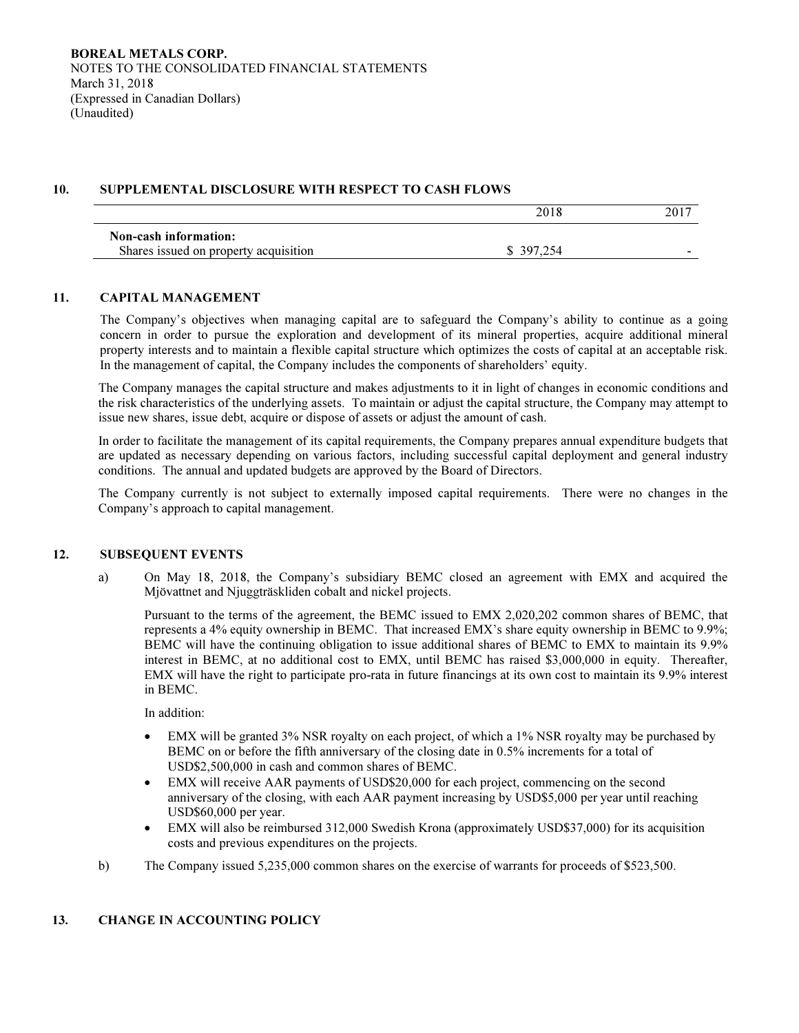## 10. SUPPLEMENTAL DISCLOSURE WITH RESPECT TO CASH FLOWS

| | 2018 | 2017 |
|---|---|---|
| **Non-cash information:** | | |
| Shares issued on property acquisition | $ 397,254 | - |

## 11. CAPITAL MANAGEMENT

The Company's objectives when managing capital are to safeguard the Company's ability to continue as a going concern in order to pursue the exploration and development of its mineral properties, acquire additional mineral property interests and to maintain a flexible capital structure which optimizes the costs of capital at an acceptable risk. In the management of capital, the Company includes the components of shareholders' equity.

The Company manages the capital structure and makes adjustments to it in light of changes in economic conditions and the risk characteristics of the underlying assets. To maintain or adjust the capital structure, the Company may attempt to issue new shares, issue debt, acquire or dispose of assets or adjust the amount of cash.

In order to facilitate the management of its capital requirements, the Company prepares annual expenditure budgets that are updated as necessary depending on various factors, including successful capital deployment and general industry conditions. The annual and updated budgets are approved by the Board of Directors.

The Company currently is not subject to externally imposed capital requirements. There were no changes in the Company's approach to capital management.

## 12. SUBSEQUENT EVENTS

a) On May 18, 2018, the Company's subsidiary BEMC closed an agreement with EMX and acquired the Mjövattnet and Njuggträskliden cobalt and nickel projects.

Pursuant to the terms of the agreement, the BEMC issued to EMX 2,020,202 common shares of BEMC, that represents a 4% equity ownership in BEMC. That increased EMX's share equity ownership in BEMC to 9.9%; BEMC will have the continuing obligation to issue additional shares of BEMC to EMX to maintain its 9.9% interest in BEMC, at no additional cost to EMX, until BEMC has raised $3,000,000 in equity. Thereafter, EMX will have the right to participate pro-rata in future financings at its own cost to maintain its 9.9% interest in BEMC.

In addition:

- EMX will be granted 3% NSR royalty on each project, of which a 1% NSR royalty may be purchased by BEMC on or before the fifth anniversary of the closing date in 0.5% increments for a total of USD$2,500,000 in cash and common shares of BEMC.
- EMX will receive AAR payments of USD$20,000 for each project, commencing on the second anniversary of the closing, with each AAR payment increasing by USD$5,000 per year until reaching USD$60,000 per year.
- EMX will also be reimbursed 312,000 Swedish Krona (approximately USD$37,000) for its acquisition costs and previous expenditures on the projects.

b) The Company issued 5,235,000 common shares on the exercise of warrants for proceeds of $523,500.

## 13. CHANGE IN ACCOUNTING POLICY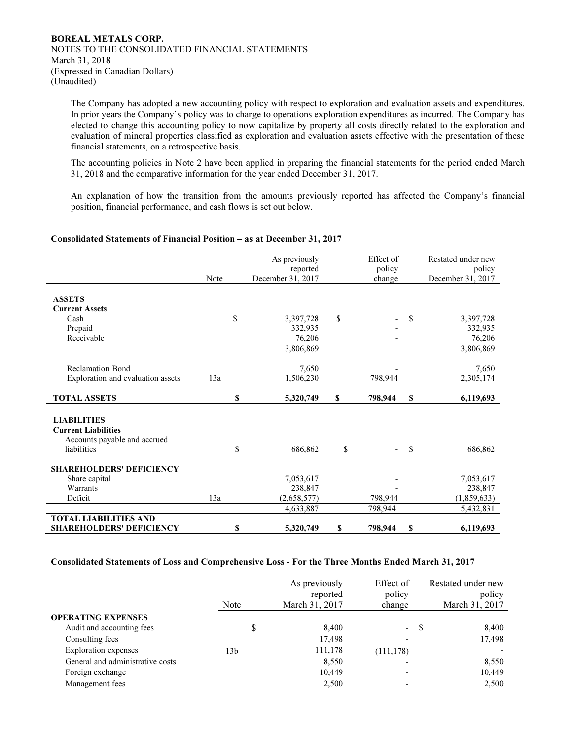**BOREAL METALS CORP.**
NOTES TO THE CONSOLIDATED FINANCIAL STATEMENTS
March 31, 2018
(Expressed in Canadian Dollars)
(Unaudited)

The Company has adopted a new accounting policy with respect to exploration and evaluation assets and expenditures. In prior years the Company's policy was to charge to operations exploration expenditures as incurred. The Company has elected to change this accounting policy to now capitalize by property all costs directly related to the exploration and evaluation of mineral properties classified as exploration and evaluation assets effective with the presentation of these financial statements, on a retrospective basis.

The accounting policies in Note 2 have been applied in preparing the financial statements for the period ended March 31, 2018 and the comparative information for the year ended December 31, 2017.

An explanation of how the transition from the amounts previously reported has affected the Company's financial position, financial performance, and cash flows is set out below.

**Consolidated Statements of Financial Position – as at December 31, 2017**

| | Note | As previously reported December 31, 2017 | Effect of policy change | Restated under new policy December 31, 2017 |
|---|---|---|---|---|
| **ASSETS** | | | | |
| **Current Assets** | | | | |
| Cash | | $ 3,397,728 | $ - | $ 3,397,728 |
| Prepaid | | 332,935 | - | 332,935 |
| Receivable | | 76,206 | - | 76,206 |
| | | 3,806,869 | | 3,806,869 |
| Reclamation Bond | | 7,650 | - | 7,650 |
| Exploration and evaluation assets | 13a | 1,506,230 | 798,944 | 2,305,174 |
| **TOTAL ASSETS** | | **$ 5,320,749** | **$ 798,944** | **$ 6,119,693** |
| **LIABILITIES** | | | | |
| **Current Liabilities** | | | | |
| Accounts payable and accrued liabilities | | $ 686,862 | $ - | $ 686,862 |
| **SHAREHOLDERS' DEFICIENCY** | | | | |
| Share capital | | 7,053,617 | - | 7,053,617 |
| Warrants | | 238,847 | - | 238,847 |
| Deficit | 13a | (2,658,577) | 798,944 | (1,859,633) |
| | | 4,633,887 | 798,944 | 5,432,831 |
| **TOTAL LIABILITIES AND SHAREHOLDERS' DEFICIENCY** | | **$ 5,320,749** | **$ 798,944** | **$ 6,119,693** |

**Consolidated Statements of Loss and Comprehensive Loss - For the Three Months Ended March 31, 2017**

| | Note | As previously reported March 31, 2017 | Effect of policy change | Restated under new policy March 31, 2017 |
|---|---|---|---|---|
| **OPERATING EXPENSES** | | | | |
| Audit and accounting fees | | $ 8,400 | - | $ 8,400 |
| Consulting fees | | 17,498 | - | 17,498 |
| Exploration expenses | 13b | 111,178 | (111,178) | - |
| General and administrative costs | | 8,550 | - | 8,550 |
| Foreign exchange | | 10,449 | - | 10,449 |
| Management fees | | 2,500 | - | 2,500 |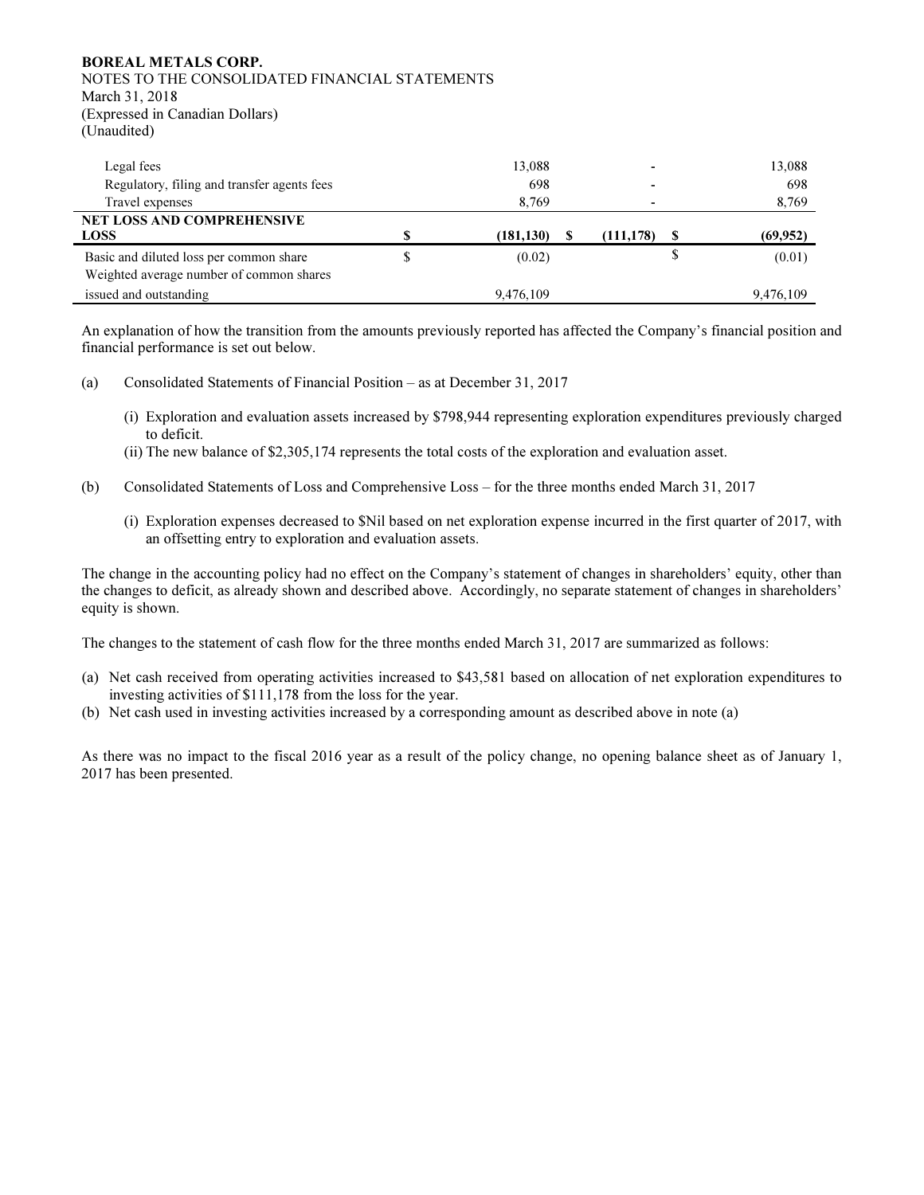**BOREAL METALS CORP.**
NOTES TO THE CONSOLIDATED FINANCIAL STATEMENTS
March 31, 2018
(Expressed in Canadian Dollars)
(Unaudited)

| | | | | | | |
|---|---|---|---|---|---|---|
| Legal fees | | 13,088 | | - | | 13,088 |
| Regulatory, filing and transfer agents fees | | 698 | | - | | 698 |
| Travel expenses | | 8,769 | | - | | 8,769 |
| **NET LOSS AND COMPREHENSIVE LOSS** | **$** | **(181,130)** | **$** | **(111,178)** | **$** | **(69,952)** |
| Basic and diluted loss per common share | $ | (0.02) | | | $ | (0.01) |
| Weighted average number of common shares issued and outstanding | | 9,476,109 | | | | 9,476,109 |

An explanation of how the transition from the amounts previously reported has affected the Company's financial position and financial performance is set out below.

(a) Consolidated Statements of Financial Position – as at December 31, 2017

(i) Exploration and evaluation assets increased by $798,944 representing exploration expenditures previously charged to deficit.
(ii) The new balance of $2,305,174 represents the total costs of the exploration and evaluation asset.

(b) Consolidated Statements of Loss and Comprehensive Loss – for the three months ended March 31, 2017

(i) Exploration expenses decreased to $Nil based on net exploration expense incurred in the first quarter of 2017, with an offsetting entry to exploration and evaluation assets.

The change in the accounting policy had no effect on the Company's statement of changes in shareholders' equity, other than the changes to deficit, as already shown and described above. Accordingly, no separate statement of changes in shareholders' equity is shown.

The changes to the statement of cash flow for the three months ended March 31, 2017 are summarized as follows:

(a) Net cash received from operating activities increased to $43,581 based on allocation of net exploration expenditures to investing activities of $111,178 from the loss for the year.
(b) Net cash used in investing activities increased by a corresponding amount as described above in note (a)

As there was no impact to the fiscal 2016 year as a result of the policy change, no opening balance sheet as of January 1, 2017 has been presented.